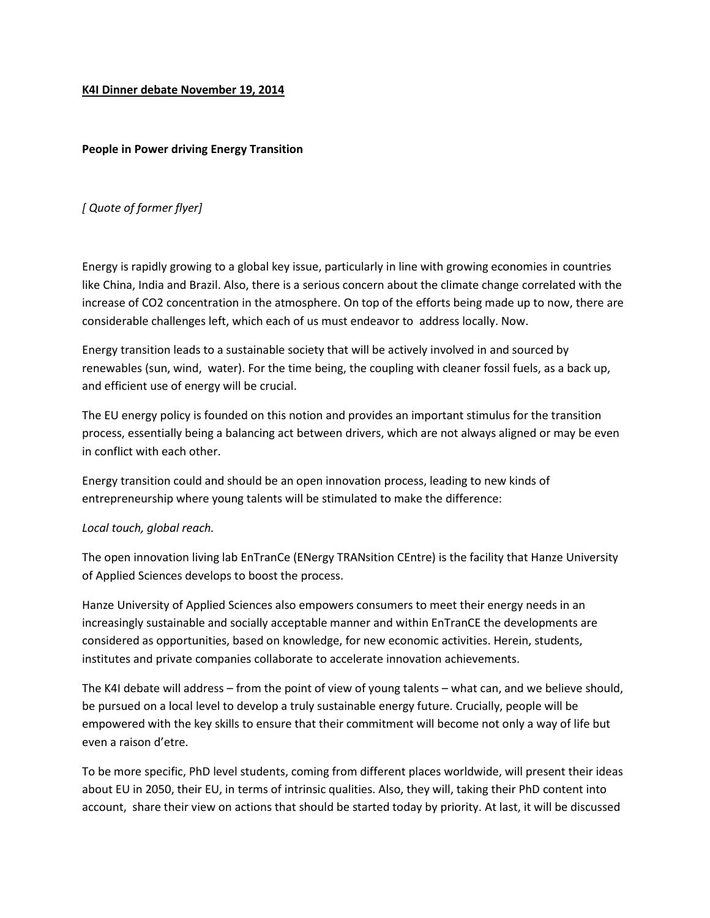**K4I Dinner debate November 19, 2014**

**People in Power driving Energy Transition**

*[ Quote of former flyer]*

Energy is rapidly growing to a global key issue, particularly in line with growing economies in countries like China, India and Brazil. Also, there is a serious concern about the climate change correlated with the increase of $CO_2$ concentration in the atmosphere. On top of the efforts being made up to now, there are considerable challenges left, which each of us must endeavor to address locally. Now.

Energy transition leads to a sustainable society that will be actively involved in and sourced by renewables (sun, wind, water). For the time being, the coupling with cleaner fossil fuels, as a back up, and efficient use of energy will be crucial.

The EU energy policy is founded on this notion and provides an important stimulus for the transition process, essentially being a balancing act between drivers, which are not always aligned or may be even in conflict with each other.

Energy transition could and should be an open innovation process, leading to new kinds of entrepreneurship where young talents will be stimulated to make the difference:

*Local touch, global reach.*

The open innovation living lab EnTranCe (ENergy TRANsition CEntre) is the facility that Hanze University of Applied Sciences develops to boost the process.

Hanze University of Applied Sciences also empowers consumers to meet their energy needs in an increasingly sustainable and socially acceptable manner and within EnTranCE the developments are considered as opportunities, based on knowledge, for new economic activities. Herein, students, institutes and private companies collaborate to accelerate innovation achievements.

The K4I debate will address – from the point of view of young talents – what can, and we believe should, be pursued on a local level to develop a truly sustainable energy future. Crucially, people will be empowered with the key skills to ensure that their commitment will become not only a way of life but even a raison d'etre.

To be more specific, PhD level students, coming from different places worldwide, will present their ideas about EU in 2050, their EU, in terms of intrinsic qualities. Also, they will, taking their PhD content into account, share their view on actions that should be started today by priority. At last, it will be discussed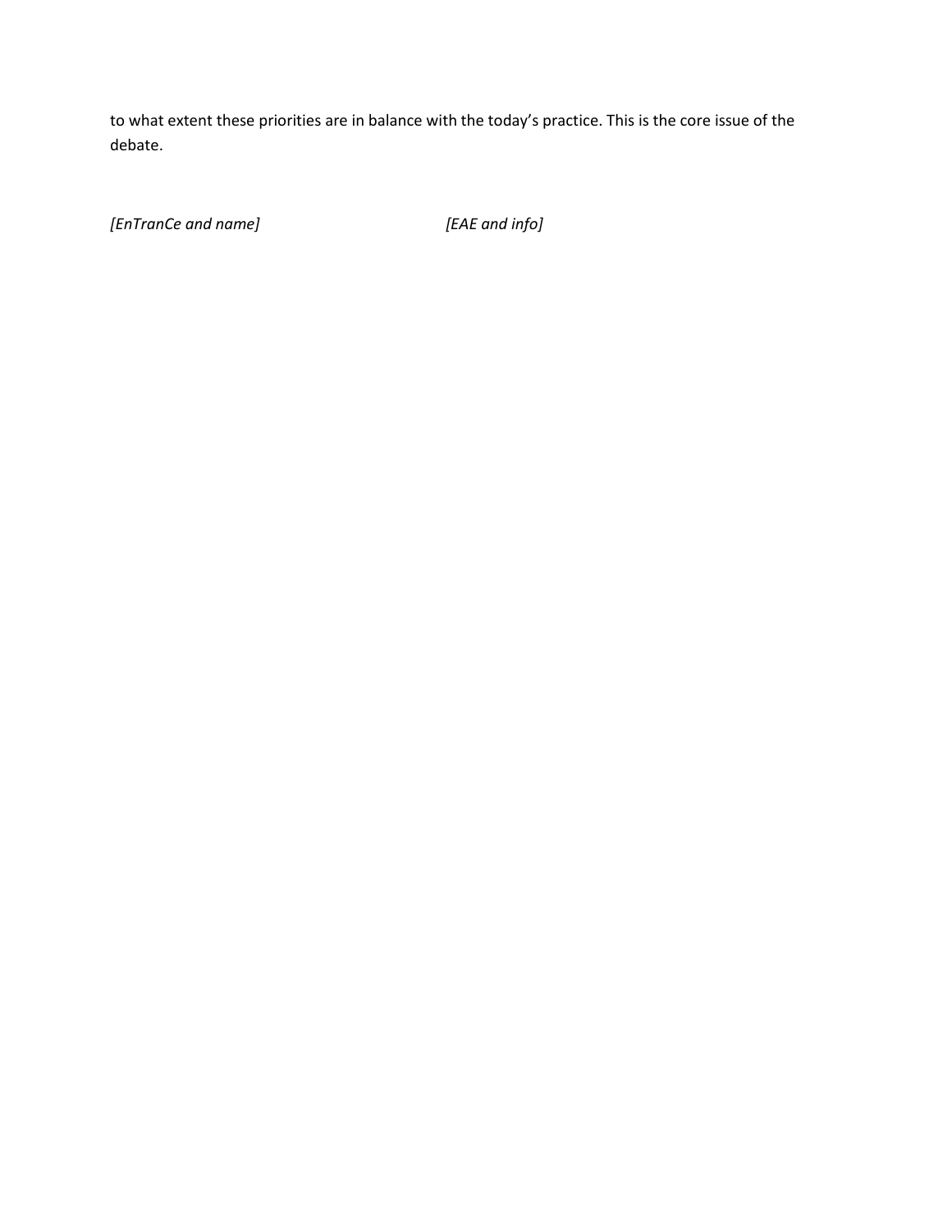to what extent these priorities are in balance with the today's practice. This is the core issue of the debate.

*[EnTranCe and name]* *[EAE and info]*